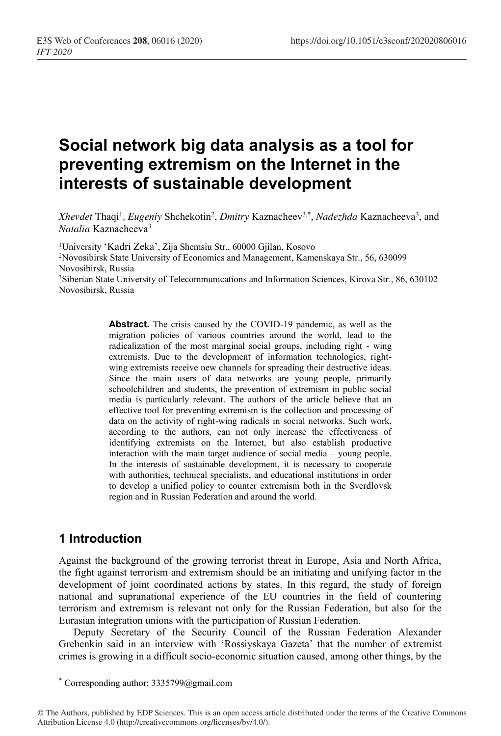# Social network big data analysis as a tool for preventing extremism on the Internet in the interests of sustainable development

*Xhevdet* Thaqi[1], *Eugeniy* Shchekotin[2], *Dmitry* Kaznacheev[3,*], *Nadezhda* Kaznacheeva[3], and *Natalia* Kaznacheeva[3]

[1]University 'Kadri Zeka', Zija Shemsiu Str., 60000 Gjilan, Kosovo
[2]Novosibirsk State University of Economics and Management, Kamenskaya Str., 56, 630099 Novosibirsk, Russia
[3]Siberian State University of Telecommunications and Information Sciences, Kirova Str., 86, 630102 Novosibirsk, Russia

**Abstract.** The crisis caused by the COVID-19 pandemic, as well as the migration policies of various countries around the world, lead to the radicalization of the most marginal social groups, including right - wing extremists. Due to the development of information technologies, right-wing extremists receive new channels for spreading their destructive ideas. Since the main users of data networks are young people, primarily schoolchildren and students, the prevention of extremism in public social media is particularly relevant. The authors of the article believe that an effective tool for preventing extremism is the collection and processing of data on the activity of right-wing radicals in social networks. Such work, according to the authors, can not only increase the effectiveness of identifying extremists on the Internet, but also establish productive interaction with the main target audience of social media – young people. In the interests of sustainable development, it is necessary to cooperate with authorities, technical specialists, and educational institutions in order to develop a unified policy to counter extremism both in the Sverdlovsk region and in Russian Federation and around the world.

## 1 Introduction

Against the background of the growing terrorist threat in Europe, Asia and North Africa, the fight against terrorism and extremism should be an initiating and unifying factor in the development of joint coordinated actions by states. In this regard, the study of foreign national and supranational experience of the EU countries in the field of countering terrorism and extremism is relevant not only for the Russian Federation, but also for the Eurasian integration unions with the participation of Russian Federation.

Deputy Secretary of the Security Council of the Russian Federation Alexander Grebenkin said in an interview with 'Rossiyskaya Gazeta' that the number of extremist crimes is growing in a difficult socio-economic situation caused, among other things, by the

[*] Corresponding author: 3335799@gmail.com

© The Authors, published by EDP Sciences. This is an open access article distributed under the terms of the Creative Commons Attribution License 4.0 (http://creativecommons.org/licenses/by/4.0/).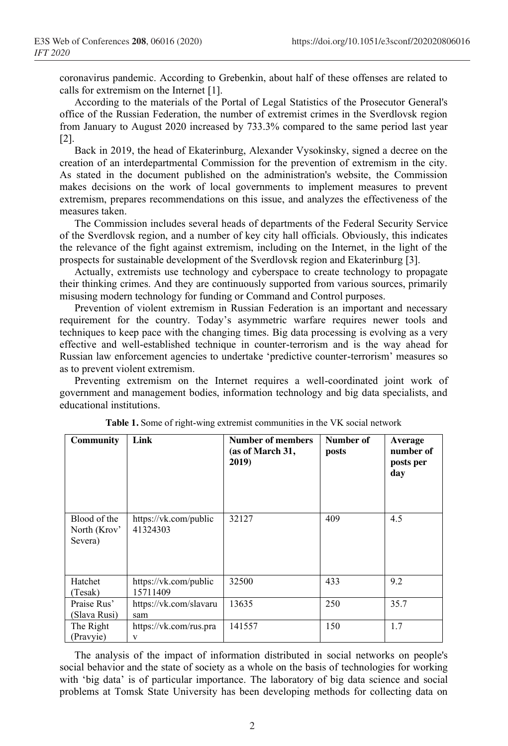coronavirus pandemic. According to Grebenkin, about half of these offenses are related to calls for extremism on the Internet [1].

According to the materials of the Portal of Legal Statistics of the Prosecutor General's office of the Russian Federation, the number of extremist crimes in the Sverdlovsk region from January to August 2020 increased by 733.3% compared to the same period last year [2].

Back in 2019, the head of Ekaterinburg, Alexander Vysokinsky, signed a decree on the creation of an interdepartmental Commission for the prevention of extremism in the city. As stated in the document published on the administration's website, the Commission makes decisions on the work of local governments to implement measures to prevent extremism, prepares recommendations on this issue, and analyzes the effectiveness of the measures taken.

The Commission includes several heads of departments of the Federal Security Service of the Sverdlovsk region, and a number of key city hall officials. Obviously, this indicates the relevance of the fight against extremism, including on the Internet, in the light of the prospects for sustainable development of the Sverdlovsk region and Ekaterinburg [3].

Actually, extremists use technology and cyberspace to create technology to propagate their thinking crimes. And they are continuously supported from various sources, primarily misusing modern technology for funding or Command and Control purposes.

Prevention of violent extremism in Russian Federation is an important and necessary requirement for the country. Today's asymmetric warfare requires newer tools and techniques to keep pace with the changing times. Big data processing is evolving as a very effective and well-established technique in counter-terrorism and is the way ahead for Russian law enforcement agencies to undertake 'predictive counter-terrorism' measures so as to prevent violent extremism.

Preventing extremism on the Internet requires a well-coordinated joint work of government and management bodies, information technology and big data specialists, and educational institutions.

**Table 1.** Some of right-wing extremist communities in the VK social network

| Community | Link | Number of members (as of March 31, 2019) | Number of posts | Average number of posts per day |
|---|---|---|---|---|
| Blood of the North (Krov' Severa) | https://vk.com/public41324303 | 32127 | 409 | 4.5 |
| Hatchet (Tesak) | https://vk.com/public15711409 | 32500 | 433 | 9.2 |
| Praise Rus' (Slava Rusi) | https://vk.com/slavarusam | 13635 | 250 | 35.7 |
| The Right (Pravyie) | https://vk.com/rus.prav | 141557 | 150 | 1.7 |

The analysis of the impact of information distributed in social networks on people's social behavior and the state of society as a whole on the basis of technologies for working with 'big data' is of particular importance. The laboratory of big data science and social problems at Tomsk State University has been developing methods for collecting data on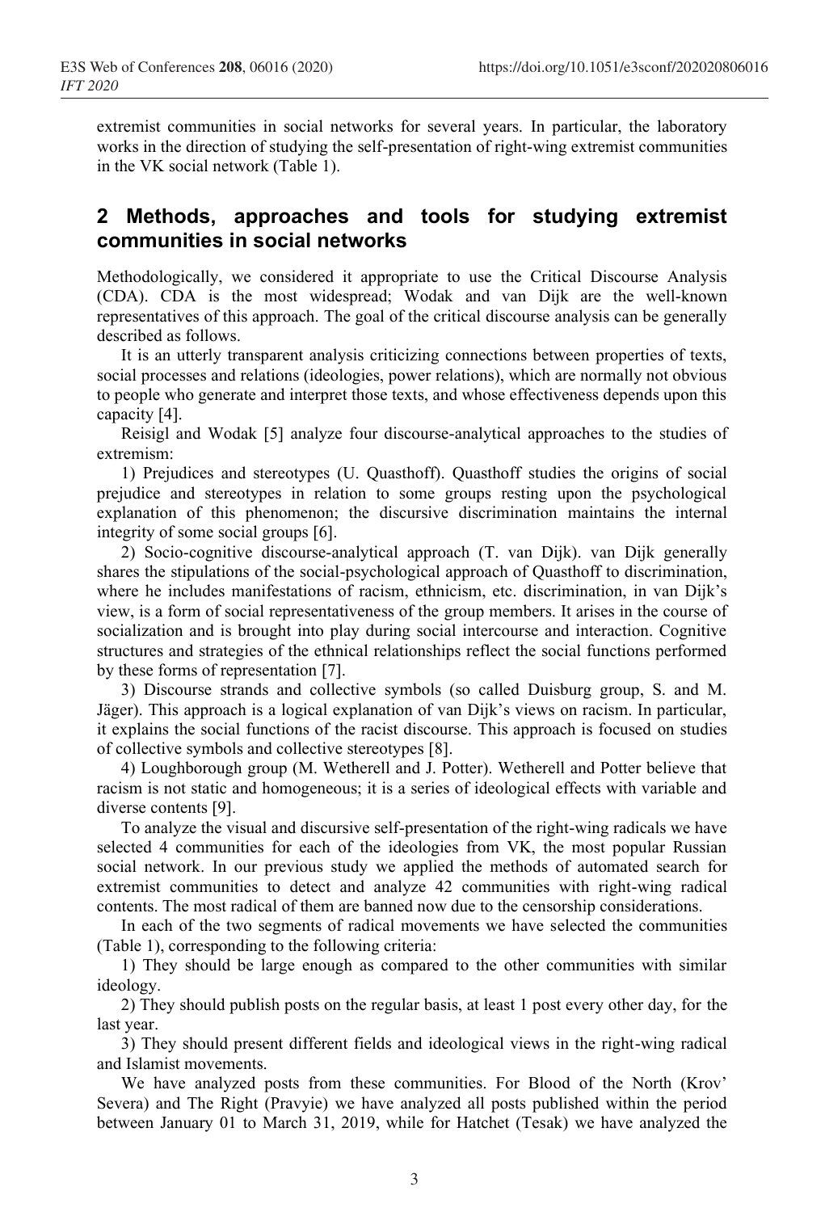extremist communities in social networks for several years. In particular, the laboratory works in the direction of studying the self-presentation of right-wing extremist communities in the VK social network (Table 1).

## 2 Methods, approaches and tools for studying extremist communities in social networks

Methodologically, we considered it appropriate to use the Critical Discourse Analysis (CDA). CDA is the most widespread; Wodak and van Dijk are the well-known representatives of this approach. The goal of the critical discourse analysis can be generally described as follows.

It is an utterly transparent analysis criticizing connections between properties of texts, social processes and relations (ideologies, power relations), which are normally not obvious to people who generate and interpret those texts, and whose effectiveness depends upon this capacity [4].

Reisigl and Wodak [5] analyze four discourse-analytical approaches to the studies of extremism:

1) Prejudices and stereotypes (U. Quasthoff). Quasthoff studies the origins of social prejudice and stereotypes in relation to some groups resting upon the psychological explanation of this phenomenon; the discursive discrimination maintains the internal integrity of some social groups [6].

2) Socio-cognitive discourse-analytical approach (T. van Dijk). van Dijk generally shares the stipulations of the social-psychological approach of Quasthoff to discrimination, where he includes manifestations of racism, ethnicism, etc. discrimination, in van Dijk's view, is a form of social representativeness of the group members. It arises in the course of socialization and is brought into play during social intercourse and interaction. Cognitive structures and strategies of the ethnical relationships reflect the social functions performed by these forms of representation [7].

3) Discourse strands and collective symbols (so called Duisburg group, S. and M. Jäger). This approach is a logical explanation of van Dijk's views on racism. In particular, it explains the social functions of the racist discourse. This approach is focused on studies of collective symbols and collective stereotypes [8].

4) Loughborough group (M. Wetherell and J. Potter). Wetherell and Potter believe that racism is not static and homogeneous; it is a series of ideological effects with variable and diverse contents [9].

To analyze the visual and discursive self-presentation of the right-wing radicals we have selected 4 communities for each of the ideologies from VK, the most popular Russian social network. In our previous study we applied the methods of automated search for extremist communities to detect and analyze 42 communities with right-wing radical contents. The most radical of them are banned now due to the censorship considerations.

In each of the two segments of radical movements we have selected the communities (Table 1), corresponding to the following criteria:

1) They should be large enough as compared to the other communities with similar ideology.

2) They should publish posts on the regular basis, at least 1 post every other day, for the last year.

3) They should present different fields and ideological views in the right-wing radical and Islamist movements.

We have analyzed posts from these communities. For Blood of the North (Krov' Severa) and The Right (Pravyie) we have analyzed all posts published within the period between January 01 to March 31, 2019, while for Hatchet (Tesak) we have analyzed the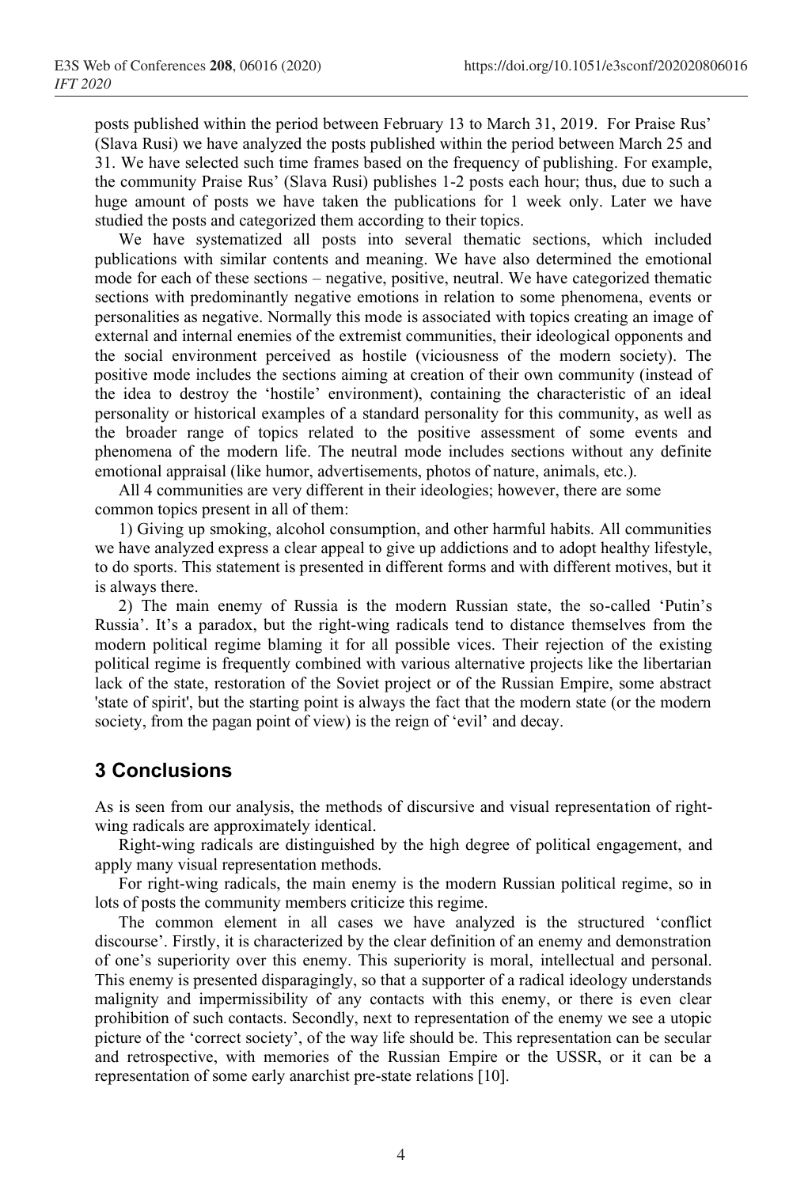posts published within the period between February 13 to March 31, 2019. For Praise Rus' (Slava Rusi) we have analyzed the posts published within the period between March 25 and 31. We have selected such time frames based on the frequency of publishing. For example, the community Praise Rus' (Slava Rusi) publishes 1-2 posts each hour; thus, due to such a huge amount of posts we have taken the publications for 1 week only. Later we have studied the posts and categorized them according to their topics.

We have systematized all posts into several thematic sections, which included publications with similar contents and meaning. We have also determined the emotional mode for each of these sections – negative, positive, neutral. We have categorized thematic sections with predominantly negative emotions in relation to some phenomena, events or personalities as negative. Normally this mode is associated with topics creating an image of external and internal enemies of the extremist communities, their ideological opponents and the social environment perceived as hostile (viciousness of the modern society). The positive mode includes the sections aiming at creation of their own community (instead of the idea to destroy the 'hostile' environment), containing the characteristic of an ideal personality or historical examples of a standard personality for this community, as well as the broader range of topics related to the positive assessment of some events and phenomena of the modern life. The neutral mode includes sections without any definite emotional appraisal (like humor, advertisements, photos of nature, animals, etc.).

All 4 communities are very different in their ideologies; however, there are some common topics present in all of them:

1) Giving up smoking, alcohol consumption, and other harmful habits. All communities we have analyzed express a clear appeal to give up addictions and to adopt healthy lifestyle, to do sports. This statement is presented in different forms and with different motives, but it is always there.

2) The main enemy of Russia is the modern Russian state, the so-called 'Putin's Russia'. It's a paradox, but the right-wing radicals tend to distance themselves from the modern political regime blaming it for all possible vices. Their rejection of the existing political regime is frequently combined with various alternative projects like the libertarian lack of the state, restoration of the Soviet project or of the Russian Empire, some abstract 'state of spirit', but the starting point is always the fact that the modern state (or the modern society, from the pagan point of view) is the reign of 'evil' and decay.

## 3 Conclusions

As is seen from our analysis, the methods of discursive and visual representation of right-wing radicals are approximately identical.

Right-wing radicals are distinguished by the high degree of political engagement, and apply many visual representation methods.

For right-wing radicals, the main enemy is the modern Russian political regime, so in lots of posts the community members criticize this regime.

The common element in all cases we have analyzed is the structured 'conflict discourse'. Firstly, it is characterized by the clear definition of an enemy and demonstration of one's superiority over this enemy. This superiority is moral, intellectual and personal. This enemy is presented disparagingly, so that a supporter of a radical ideology understands malignity and impermissibility of any contacts with this enemy, or there is even clear prohibition of such contacts. Secondly, next to representation of the enemy we see a utopic picture of the 'correct society', of the way life should be. This representation can be secular and retrospective, with memories of the Russian Empire or the USSR, or it can be a representation of some early anarchist pre-state relations [10].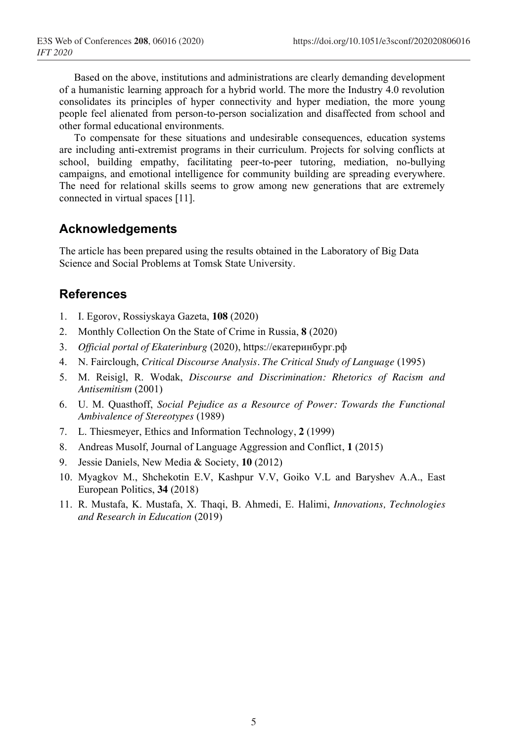Based on the above, institutions and administrations are clearly demanding development of a humanistic learning approach for a hybrid world. The more the Industry 4.0 revolution consolidates its principles of hyper connectivity and hyper mediation, the more young people feel alienated from person-to-person socialization and disaffected from school and other formal educational environments.

To compensate for these situations and undesirable consequences, education systems are including anti-extremist programs in their curriculum. Projects for solving conflicts at school, building empathy, facilitating peer-to-peer tutoring, mediation, no-bullying campaigns, and emotional intelligence for community building are spreading everywhere. The need for relational skills seems to grow among new generations that are extremely connected in virtual spaces [11].

## Acknowledgements

The article has been prepared using the results obtained in the Laboratory of Big Data Science and Social Problems at Tomsk State University.

## References

1. I. Egorov, Rossiyskaya Gazeta, **108** (2020)
2. Monthly Collection On the State of Crime in Russia, **8** (2020)
3. *Official portal of Ekaterinburg* (2020), https://екатеринбург.рф
4. N. Fairclough, *Critical Discourse Analysis. The Critical Study of Language* (1995)
5. M. Reisigl, R. Wodak, *Discourse and Discrimination: Rhetorics of Racism and Antisemitism* (2001)
6. U. M. Quasthoff, *Social Pejudice as a Resource of Power: Towards the Functional Ambivalence of Stereotypes* (1989)
7. L. Thiesmeyer, Ethics and Information Technology, **2** (1999)
8. Andreas Musolf, Journal of Language Aggression and Conflict, **1** (2015)
9. Jessie Daniels, New Media & Society, **10** (2012)
10. Myagkov M., Shchekotin E.V, Kashpur V.V, Goiko V.L and Baryshev A.A., East European Politics, **34** (2018)
11. R. Mustafa, K. Mustafa, X. Thaqi, B. Ahmedi, E. Halimi, *Innovations, Technologies and Research in Education* (2019)